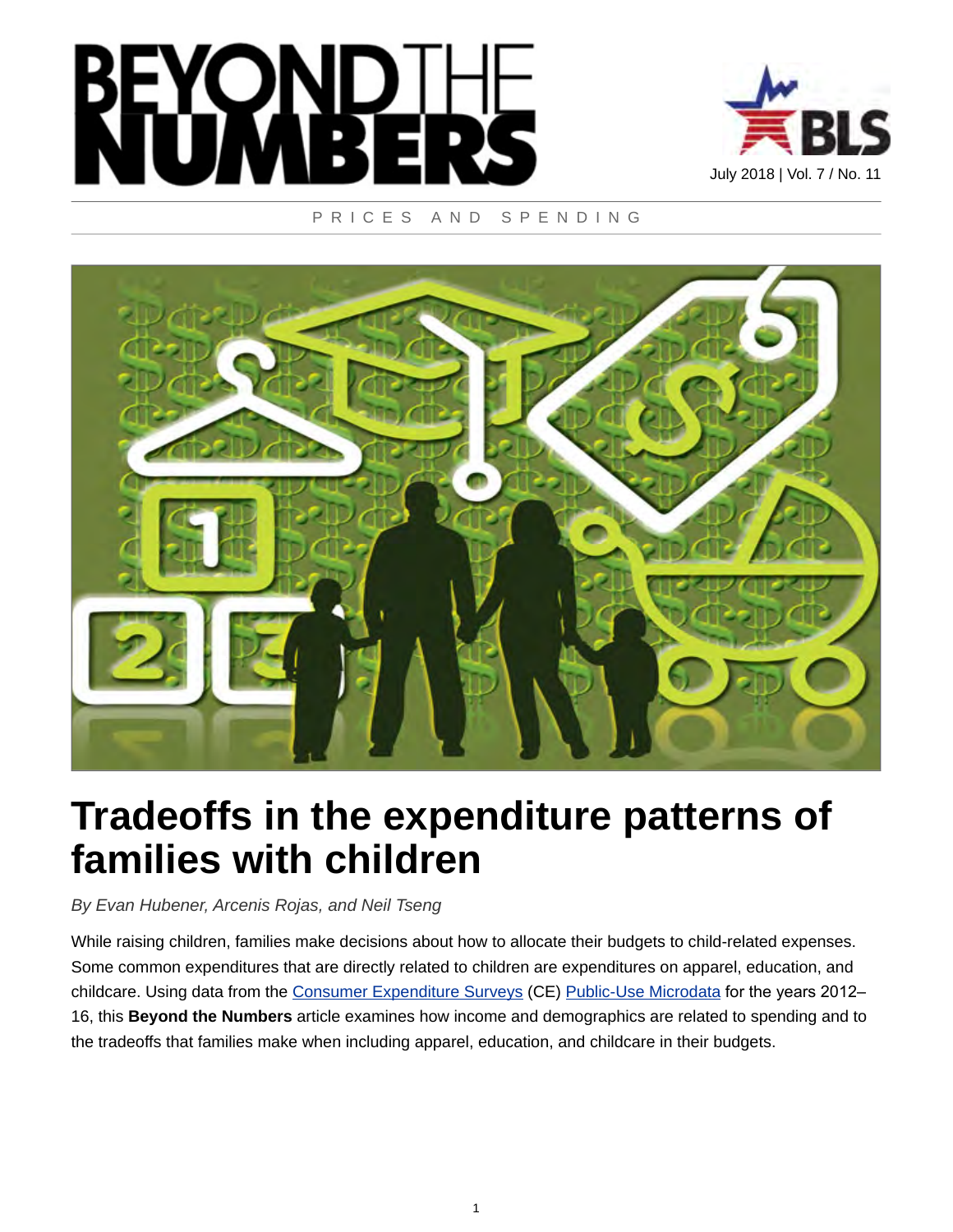# BEYOND THE NUMBERS

July 2018 | Vol. 7 / No. 11

PRICES AND SPENDING

# Tradeoffs in the expenditure patterns of families with children

*By Evan Hubener, Arcenis Rojas, and Neil Tseng*

While raising children, families make decisions about how to allocate their budgets to child-related expenses. Some common expenditures that are directly related to children are expenditures on apparel, education, and childcare. Using data from the Consumer Expenditure Surveys (CE) Public-Use Microdata for the years 2012–16, this **Beyond the Numbers** article examines how income and demographics are related to spending and to the tradeoffs that families make when including apparel, education, and childcare in their budgets.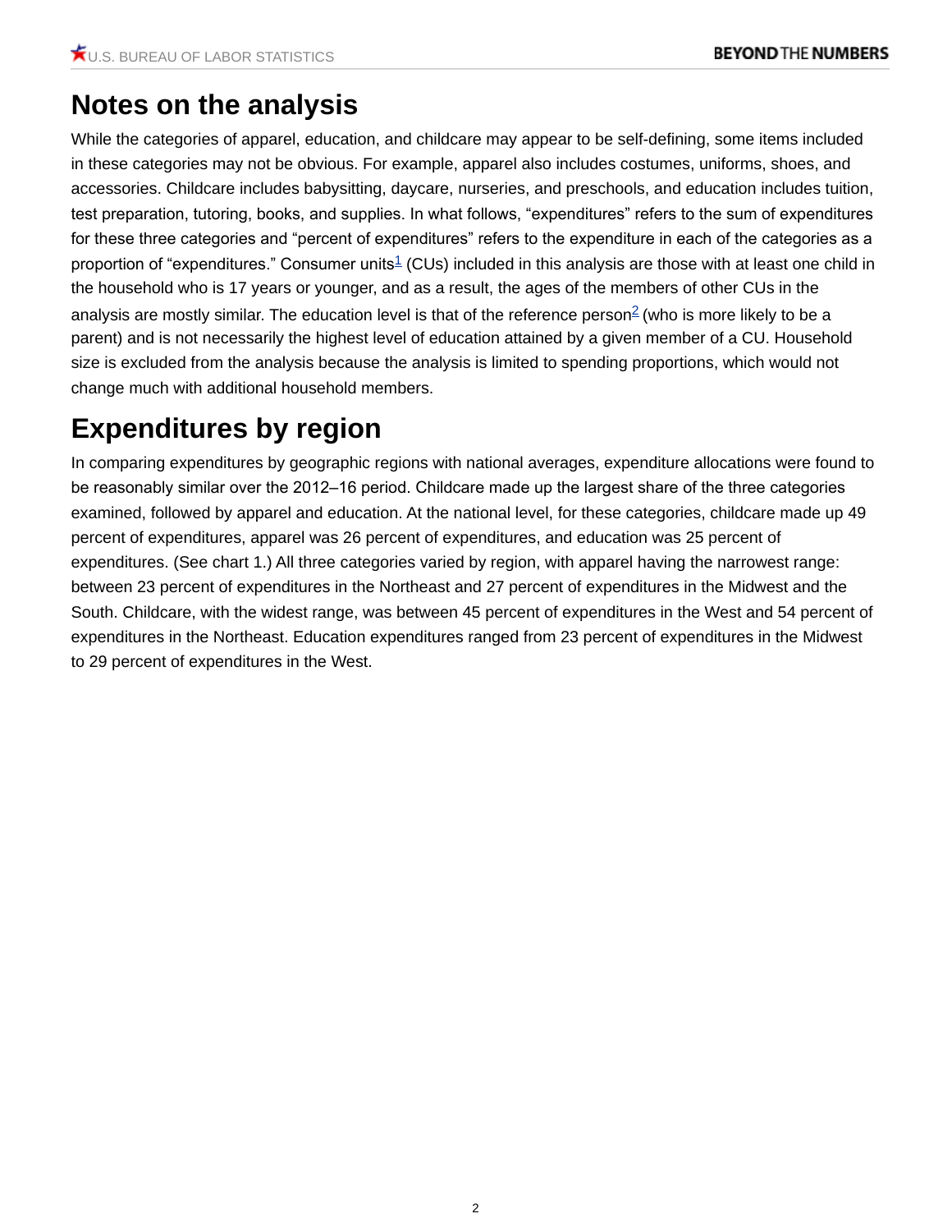# Notes on the analysis

While the categories of apparel, education, and childcare may appear to be self-defining, some items included in these categories may not be obvious. For example, apparel also includes costumes, uniforms, shoes, and accessories. Childcare includes babysitting, daycare, nurseries, and preschools, and education includes tuition, test preparation, tutoring, books, and supplies. In what follows, "expenditures" refers to the sum of expenditures for these three categories and "percent of expenditures" refers to the expenditure in each of the categories as a proportion of "expenditures." Consumer units[1] (CUs) included in this analysis are those with at least one child in the household who is 17 years or younger, and as a result, the ages of the members of other CUs in the analysis are mostly similar. The education level is that of the reference person[2] (who is more likely to be a parent) and is not necessarily the highest level of education attained by a given member of a CU. Household size is excluded from the analysis because the analysis is limited to spending proportions, which would not change much with additional household members.

# Expenditures by region

In comparing expenditures by geographic regions with national averages, expenditure allocations were found to be reasonably similar over the 2012–16 period. Childcare made up the largest share of the three categories examined, followed by apparel and education. At the national level, for these categories, childcare made up 49 percent of expenditures, apparel was 26 percent of expenditures, and education was 25 percent of expenditures. (See chart 1.) All three categories varied by region, with apparel having the narrowest range: between 23 percent of expenditures in the Northeast and 27 percent of expenditures in the Midwest and the South. Childcare, with the widest range, was between 45 percent of expenditures in the West and 54 percent of expenditures in the Northeast. Education expenditures ranged from 23 percent of expenditures in the Midwest to 29 percent of expenditures in the West.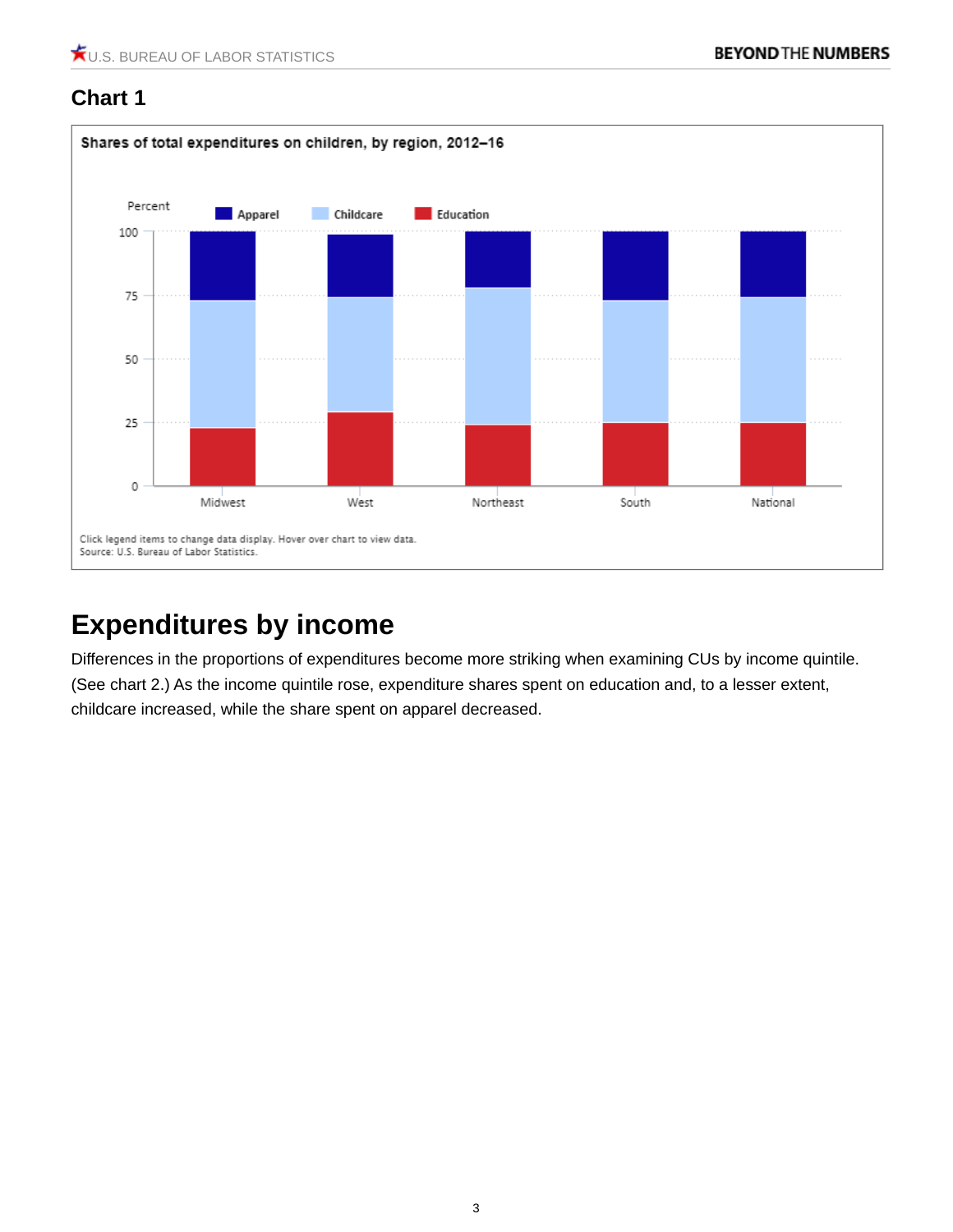## Chart 1

Shares of total expenditures on children, by region, 2012–16

Percent

Apparel | Childcare | Education

100, 75, 50, 25, 0

Midwest | West | Northeast | South | National

Click legend items to change data display. Hover over chart to view data.
Source: U.S. Bureau of Labor Statistics.

# Expenditures by income

Differences in the proportions of expenditures become more striking when examining CUs by income quintile. (See chart 2.) As the income quintile rose, expenditure shares spent on education and, to a lesser extent, childcare increased, while the share spent on apparel decreased.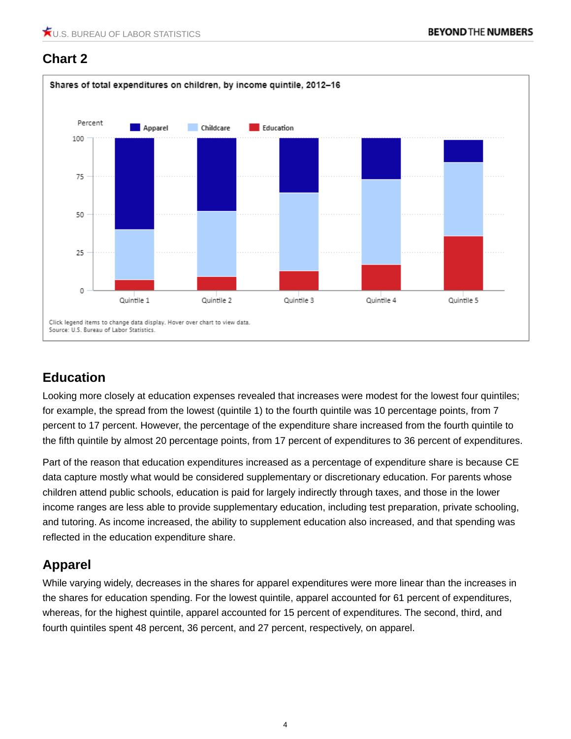## Chart 2

Shares of total expenditures on children, by income quintile, 2012–16

Click legend items to change data display. Hover over chart to view data.
Source: U.S. Bureau of Labor Statistics.

## Education

Looking more closely at education expenses revealed that increases were modest for the lowest four quintiles; for example, the spread from the lowest (quintile 1) to the fourth quintile was 10 percentage points, from 7 percent to 17 percent. However, the percentage of the expenditure share increased from the fourth quintile to the fifth quintile by almost 20 percentage points, from 17 percent of expenditures to 36 percent of expenditures.

Part of the reason that education expenditures increased as a percentage of expenditure share is because CE data capture mostly what would be considered supplementary or discretionary education. For parents whose children attend public schools, education is paid for largely indirectly through taxes, and those in the lower income ranges are less able to provide supplementary education, including test preparation, private schooling, and tutoring. As income increased, the ability to supplement education also increased, and that spending was reflected in the education expenditure share.

## Apparel

While varying widely, decreases in the shares for apparel expenditures were more linear than the increases in the shares for education spending. For the lowest quintile, apparel accounted for 61 percent of expenditures, whereas, for the highest quintile, apparel accounted for 15 percent of expenditures. The second, third, and fourth quintiles spent 48 percent, 36 percent, and 27 percent, respectively, on apparel.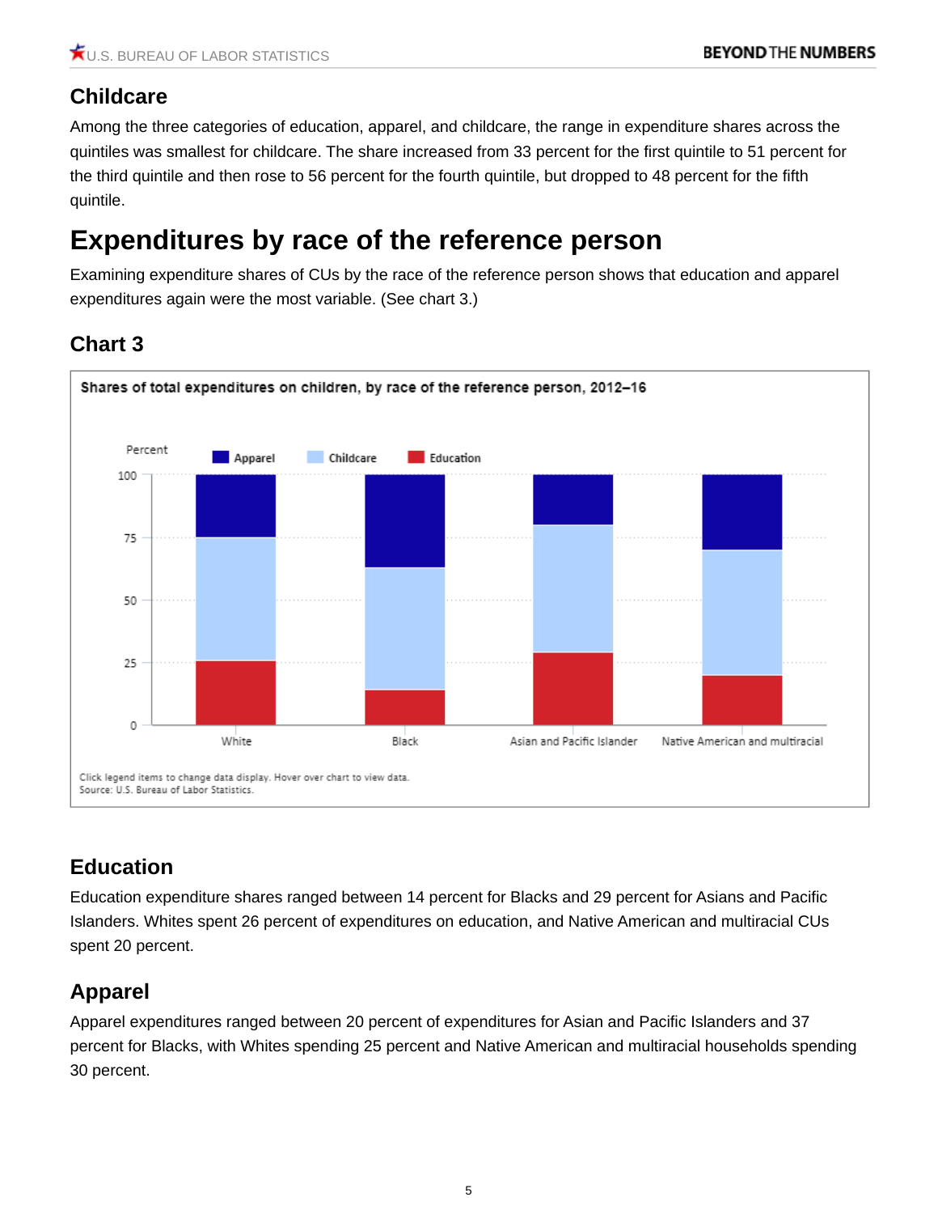## Childcare

Among the three categories of education, apparel, and childcare, the range in expenditure shares across the quintiles was smallest for childcare. The share increased from 33 percent for the first quintile to 51 percent for the third quintile and then rose to 56 percent for the fourth quintile, but dropped to 48 percent for the fifth quintile.

# Expenditures by race of the reference person

Examining expenditure shares of CUs by the race of the reference person shows that education and apparel expenditures again were the most variable. (See chart 3.)

## Chart 3

**Shares of total expenditures on children, by race of the reference person, 2012–16**

Click legend items to change data display. Hover over chart to view data.
Source: U.S. Bureau of Labor Statistics.

## Education

Education expenditure shares ranged between 14 percent for Blacks and 29 percent for Asians and Pacific Islanders. Whites spent 26 percent of expenditures on education, and Native American and multiracial CUs spent 20 percent.

## Apparel

Apparel expenditures ranged between 20 percent of expenditures for Asian and Pacific Islanders and 37 percent for Blacks, with Whites spending 25 percent and Native American and multiracial households spending 30 percent.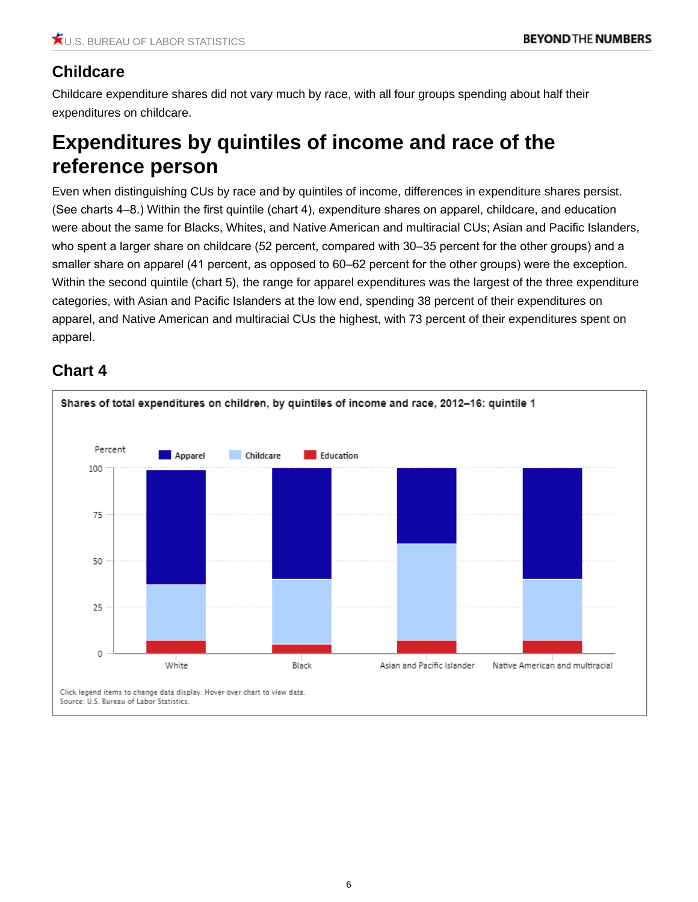## Childcare

Childcare expenditure shares did not vary much by race, with all four groups spending about half their expenditures on childcare.

# Expenditures by quintiles of income and race of the reference person

Even when distinguishing CUs by race and by quintiles of income, differences in expenditure shares persist. (See charts 4–8.) Within the first quintile (chart 4), expenditure shares on apparel, childcare, and education were about the same for Blacks, Whites, and Native American and multiracial CUs; Asian and Pacific Islanders, who spent a larger share on childcare (52 percent, compared with 30–35 percent for the other groups) and a smaller share on apparel (41 percent, as opposed to 60–62 percent for the other groups) were the exception. Within the second quintile (chart 5), the range for apparel expenditures was the largest of the three expenditure categories, with Asian and Pacific Islanders at the low end, spending 38 percent of their expenditures on apparel, and Native American and multiracial CUs the highest, with 73 percent of their expenditures spent on apparel.

## Chart 4

**Shares of total expenditures on children, by quintiles of income and race, 2012–16: quintile 1**

Percent — Apparel, Childcare, Education

Categories: White, Black, Asian and Pacific Islander, Native American and multiracial

Click legend items to change data display. Hover over chart to view data.
Source: U.S. Bureau of Labor Statistics.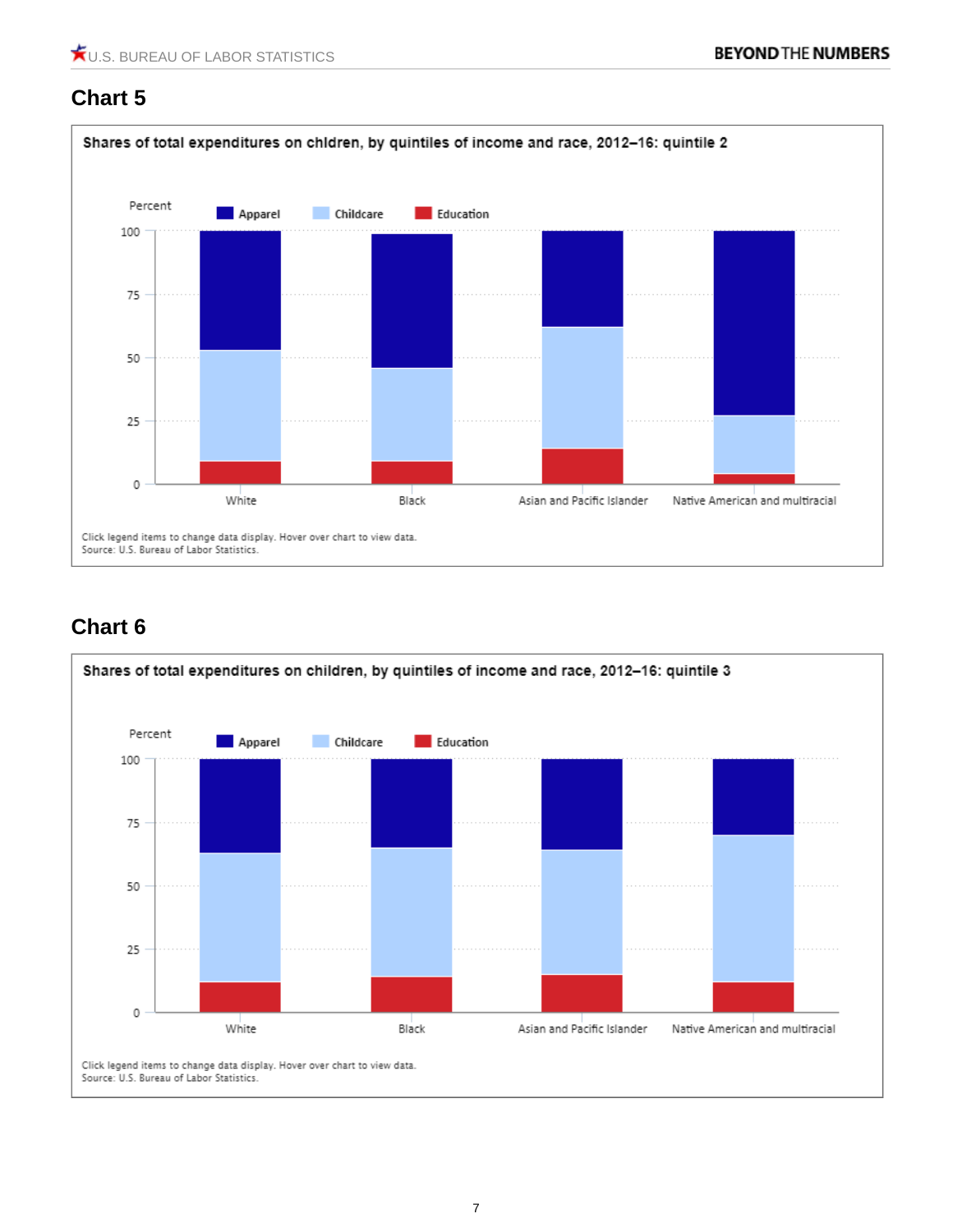## Chart 5

**Shares of total expenditures on chldren, by quintiles of income and race, 2012–16: quintile 2**

Percent

Apparel | Childcare | Education

100
75
50
25
0

White | Black | Asian and Pacific Islander | Native American and multiracial

Click legend items to change data display. Hover over chart to view data.
Source: U.S. Bureau of Labor Statistics.

## Chart 6

**Shares of total expenditures on children, by quintiles of income and race, 2012–16: quintile 3**

Percent

Apparel | Childcare | Education

100
75
50
25
0

White | Black | Asian and Pacific Islander | Native American and multiracial

Click legend items to change data display. Hover over chart to view data.
Source: U.S. Bureau of Labor Statistics.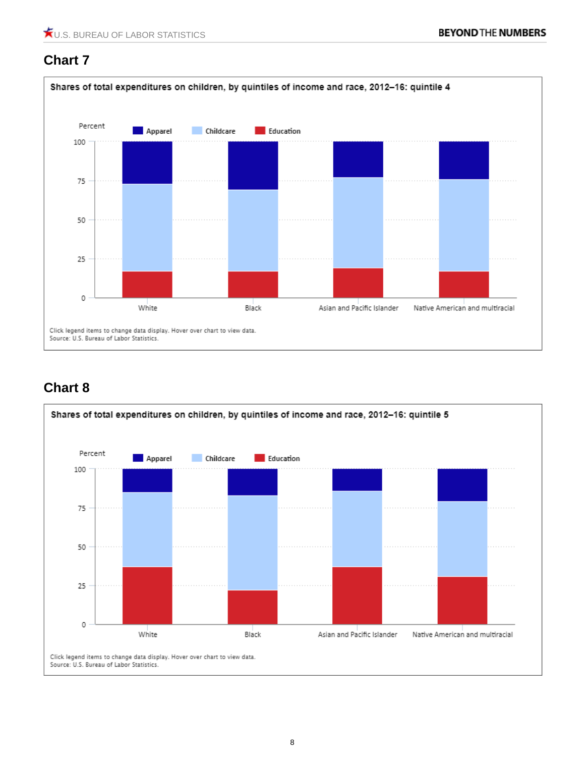## Chart 7

**Shares of total expenditures on children, by quintiles of income and race, 2012–16: quintile 4**

Percent

Apparel | Childcare | Education

100, 75, 50, 25, 0

White | Black | Asian and Pacific Islander | Native American and multiracial

Click legend items to change data display. Hover over chart to view data.
Source: U.S. Bureau of Labor Statistics.

## Chart 8

**Shares of total expenditures on children, by quintiles of income and race, 2012–16: quintile 5**

Percent

Apparel | Childcare | Education

100, 75, 50, 25, 0

White | Black | Asian and Pacific Islander | Native American and multiracial

Click legend items to change data display. Hover over chart to view data.
Source: U.S. Bureau of Labor Statistics.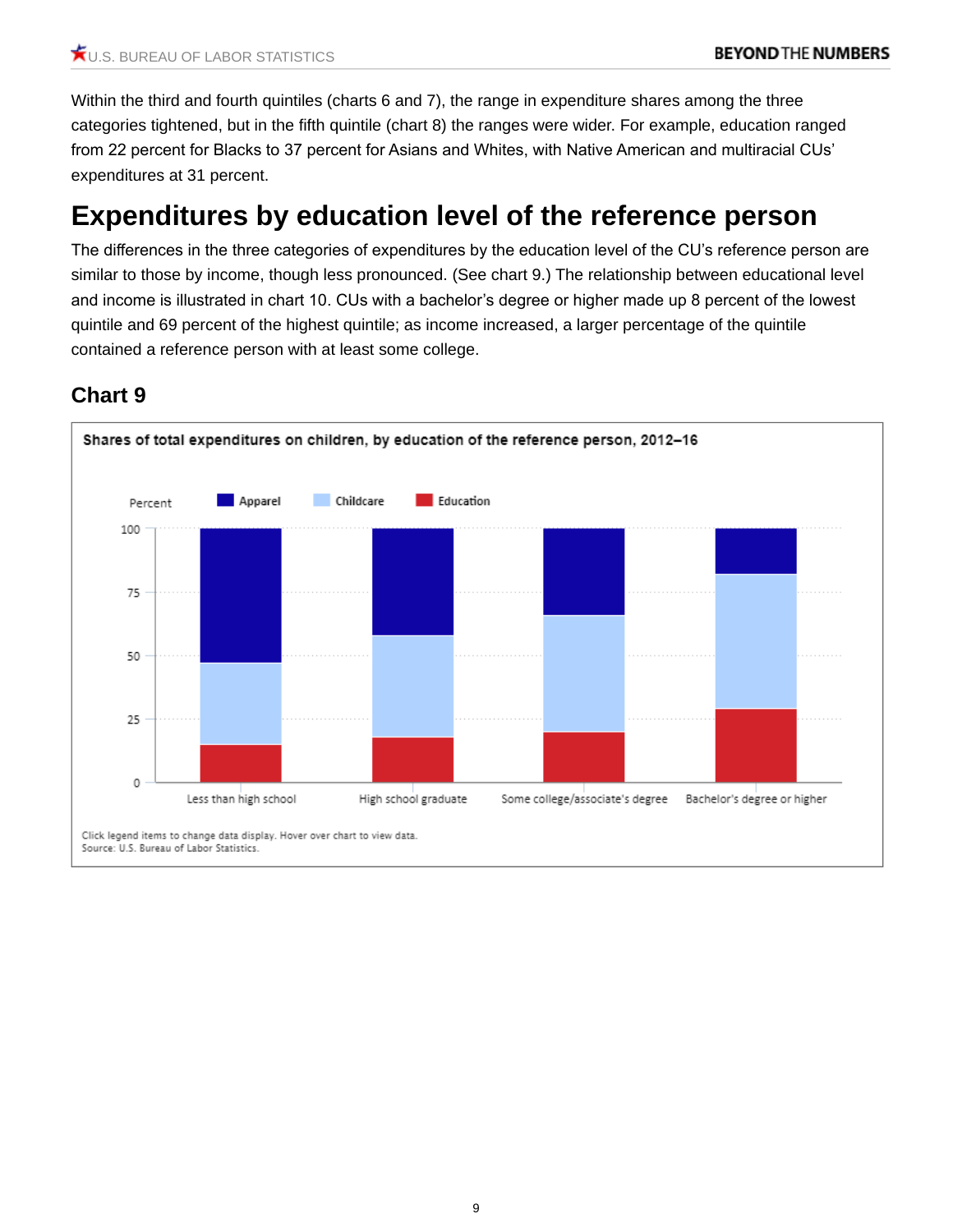Within the third and fourth quintiles (charts 6 and 7), the range in expenditure shares among the three categories tightened, but in the fifth quintile (chart 8) the ranges were wider. For example, education ranged from 22 percent for Blacks to 37 percent for Asians and Whites, with Native American and multiracial CUs' expenditures at 31 percent.

# Expenditures by education level of the reference person

The differences in the three categories of expenditures by the education level of the CU's reference person are similar to those by income, though less pronounced. (See chart 9.) The relationship between educational level and income is illustrated in chart 10. CUs with a bachelor's degree or higher made up 8 percent of the lowest quintile and 69 percent of the highest quintile; as income increased, a larger percentage of the quintile contained a reference person with at least some college.

## Chart 9

**Shares of total expenditures on children, by education of the reference person, 2012–16**

Percent

Legend: Apparel, Childcare, Education

Categories: Less than high school; High school graduate; Some college/associate's degree; Bachelor's degree or higher

Click legend items to change data display. Hover over chart to view data.
Source: U.S. Bureau of Labor Statistics.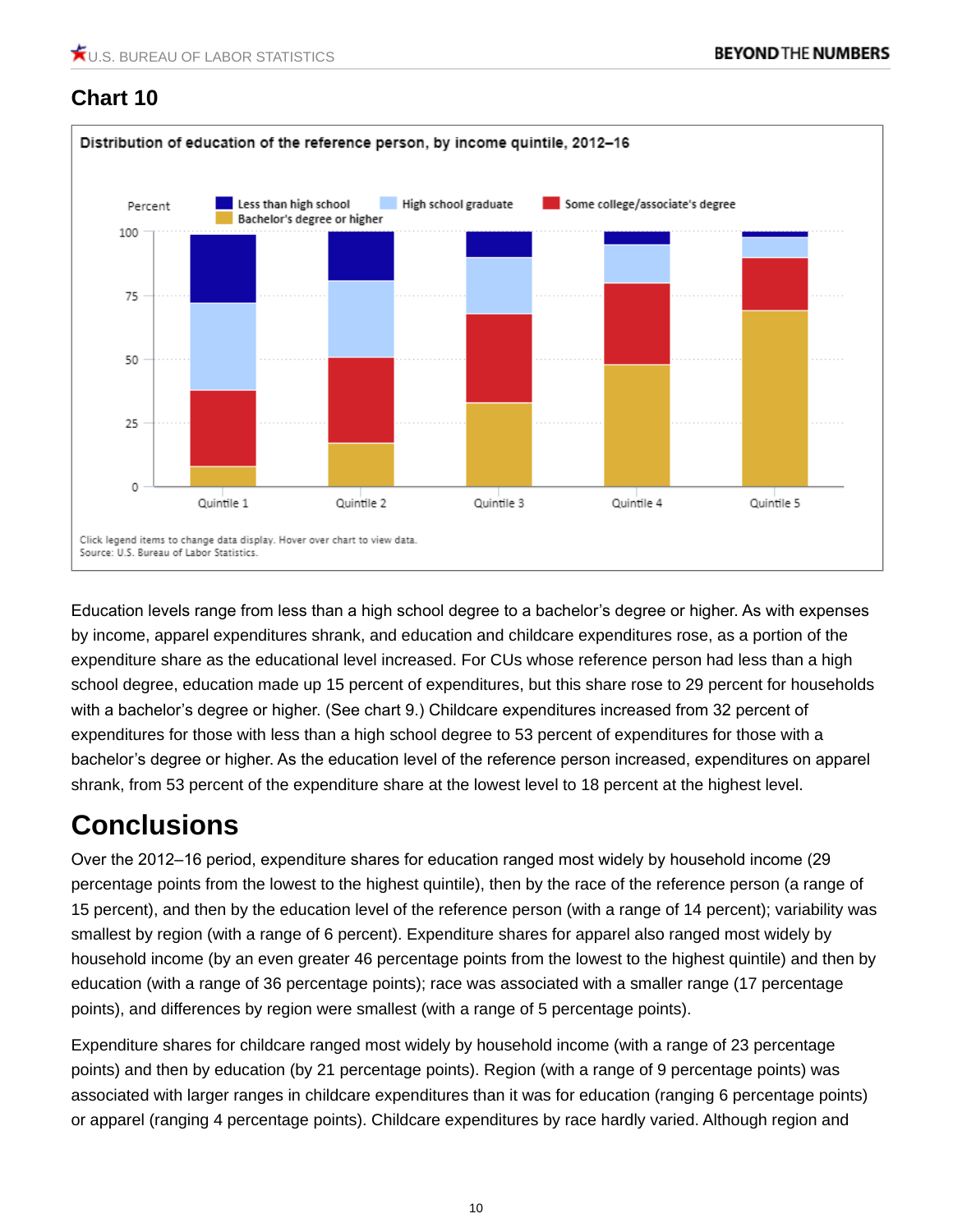## Chart 10

Distribution of education of the reference person, by income quintile, 2012–16

Click legend items to change data display. Hover over chart to view data.
Source: U.S. Bureau of Labor Statistics.

Education levels range from less than a high school degree to a bachelor's degree or higher. As with expenses by income, apparel expenditures shrank, and education and childcare expenditures rose, as a portion of the expenditure share as the educational level increased. For CUs whose reference person had less than a high school degree, education made up 15 percent of expenditures, but this share rose to 29 percent for households with a bachelor's degree or higher. (See chart 9.) Childcare expenditures increased from 32 percent of expenditures for those with less than a high school degree to 53 percent of expenditures for those with a bachelor's degree or higher. As the education level of the reference person increased, expenditures on apparel shrank, from 53 percent of the expenditure share at the lowest level to 18 percent at the highest level.

# Conclusions

Over the 2012–16 period, expenditure shares for education ranged most widely by household income (29 percentage points from the lowest to the highest quintile), then by the race of the reference person (a range of 15 percent), and then by the education level of the reference person (with a range of 14 percent); variability was smallest by region (with a range of 6 percent). Expenditure shares for apparel also ranged most widely by household income (by an even greater 46 percentage points from the lowest to the highest quintile) and then by education (with a range of 36 percentage points); race was associated with a smaller range (17 percentage points), and differences by region were smallest (with a range of 5 percentage points).

Expenditure shares for childcare ranged most widely by household income (with a range of 23 percentage points) and then by education (by 21 percentage points). Region (with a range of 9 percentage points) was associated with larger ranges in childcare expenditures than it was for education (ranging 6 percentage points) or apparel (ranging 4 percentage points). Childcare expenditures by race hardly varied. Although region and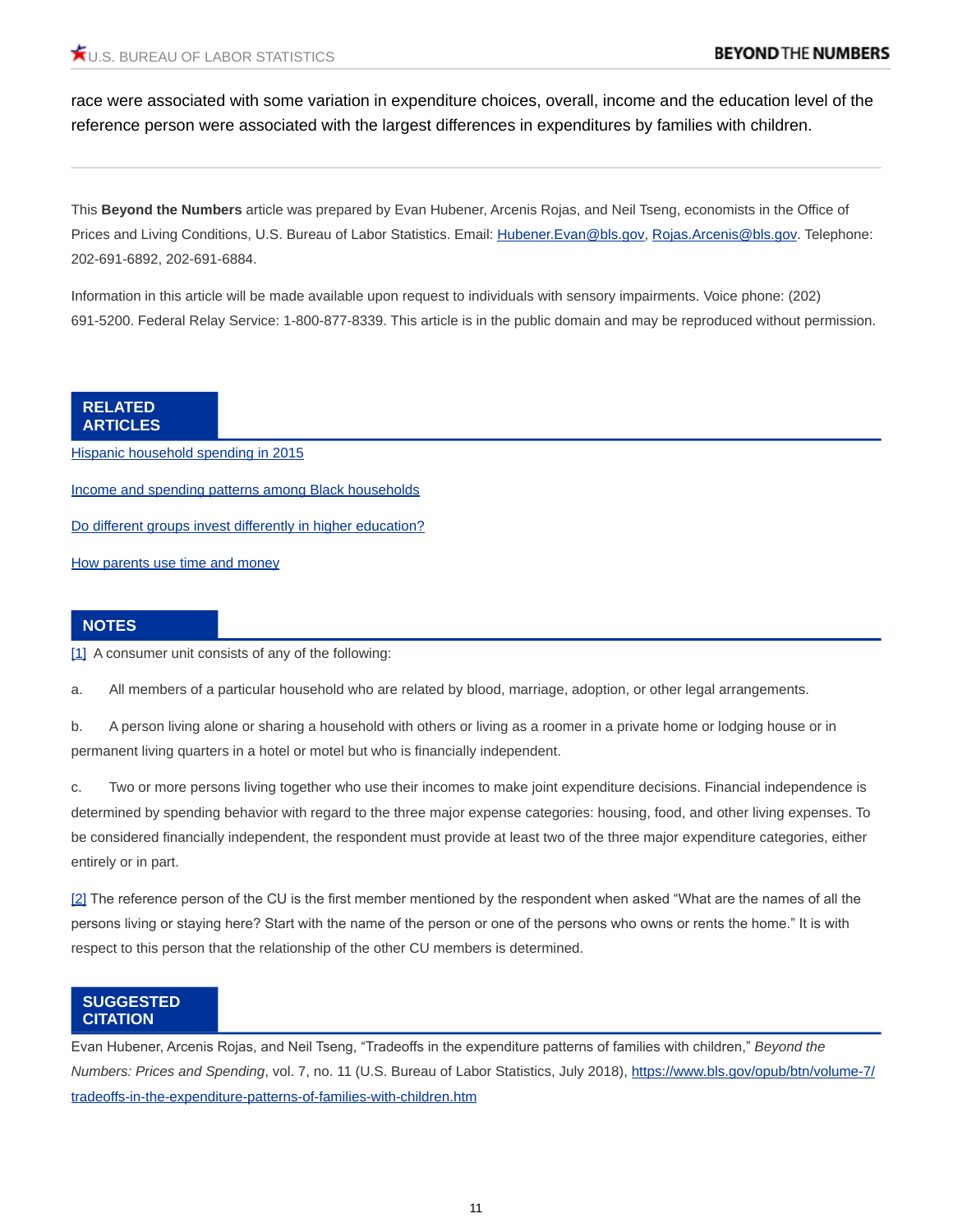race were associated with some variation in expenditure choices, overall, income and the education level of the reference person were associated with the largest differences in expenditures by families with children.

---

This **Beyond the Numbers** article was prepared by Evan Hubener, Arcenis Rojas, and Neil Tseng, economists in the Office of Prices and Living Conditions, U.S. Bureau of Labor Statistics. Email: Hubener.Evan@bls.gov, Rojas.Arcenis@bls.gov. Telephone: 202-691-6892, 202-691-6884.

Information in this article will be made available upon request to individuals with sensory impairments. Voice phone: (202) 691-5200. Federal Relay Service: 1-800-877-8339. This article is in the public domain and may be reproduced without permission.

## RELATED ARTICLES

Hispanic household spending in 2015

Income and spending patterns among Black households

Do different groups invest differently in higher education?

How parents use time and money

## NOTES

[1] A consumer unit consists of any of the following:

a. All members of a particular household who are related by blood, marriage, adoption, or other legal arrangements.

b. A person living alone or sharing a household with others or living as a roomer in a private home or lodging house or in permanent living quarters in a hotel or motel but who is financially independent.

c. Two or more persons living together who use their incomes to make joint expenditure decisions. Financial independence is determined by spending behavior with regard to the three major expense categories: housing, food, and other living expenses. To be considered financially independent, the respondent must provide at least two of the three major expenditure categories, either entirely or in part.

[2] The reference person of the CU is the first member mentioned by the respondent when asked "What are the names of all the persons living or staying here? Start with the name of the person or one of the persons who owns or rents the home." It is with respect to this person that the relationship of the other CU members is determined.

## SUGGESTED CITATION

Evan Hubener, Arcenis Rojas, and Neil Tseng, "Tradeoffs in the expenditure patterns of families with children," *Beyond the Numbers: Prices and Spending*, vol. 7, no. 11 (U.S. Bureau of Labor Statistics, July 2018), https://www.bls.gov/opub/btn/volume-7/tradeoffs-in-the-expenditure-patterns-of-families-with-children.htm